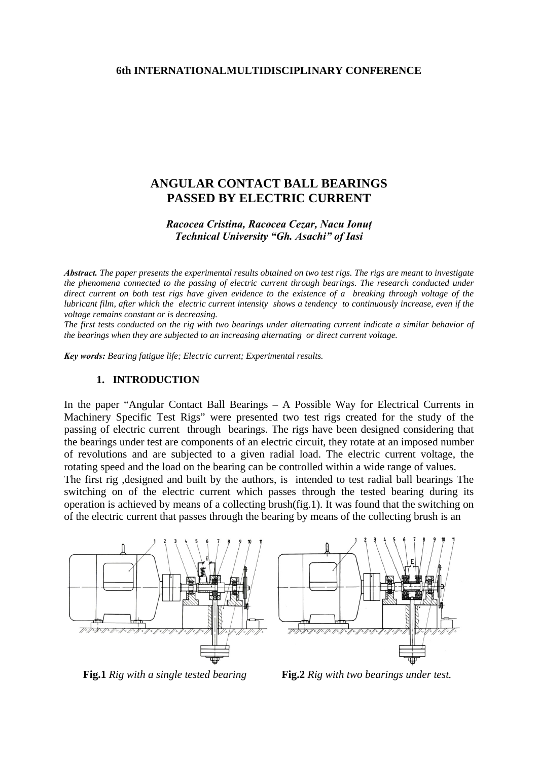6th INTERNATIONALMULTIDISCIPLINARY CONFERENCE

# ANGULAR CONTACT BALL BEARINGS PASSED BY ELECTRIC CURRENT

***Racocea Cristina, Racocea Cezar, Nacu Ionuț***
***Technical University "Gh. Asachi" of Iasi***

***Abstract.*** *The paper presents the experimental results obtained on two test rigs. The rigs are meant to investigate the phenomena connected to the passing of electric current through bearings. The research conducted under direct current on both test rigs have given evidence to the existence of a breaking through voltage of the lubricant film, after which the electric current intensity shows a tendency to continuously increase, even if the voltage remains constant or is decreasing.*
*The first tests conducted on the rig with two bearings under alternating current indicate a similar behavior of the bearings when they are subjected to an increasing alternating or direct current voltage.*

***Key words:*** *Bearing fatigue life; Electric current; Experimental results.*

## 1. INTRODUCTION

In the paper "Angular Contact Ball Bearings – A Possible Way for Electrical Currents in Machinery Specific Test Rigs" were presented two test rigs created for the study of the passing of electric current through bearings. The rigs have been designed considering that the bearings under test are components of an electric circuit, they rotate at an imposed number of revolutions and are subjected to a given radial load. The electric current voltage, the rotating speed and the load on the bearing can be controlled within a wide range of values.
The first rig ,designed and built by the authors, is intended to test radial ball bearings The switching on of the electric current which passes through the tested bearing during its operation is achieved by means of a collecting brush(fig.1). It was found that the switching on of the electric current that passes through the bearing by means of the collecting brush is an

**Fig.1** *Rig with a single tested bearing*

**Fig.2** *Rig with two bearings under test.*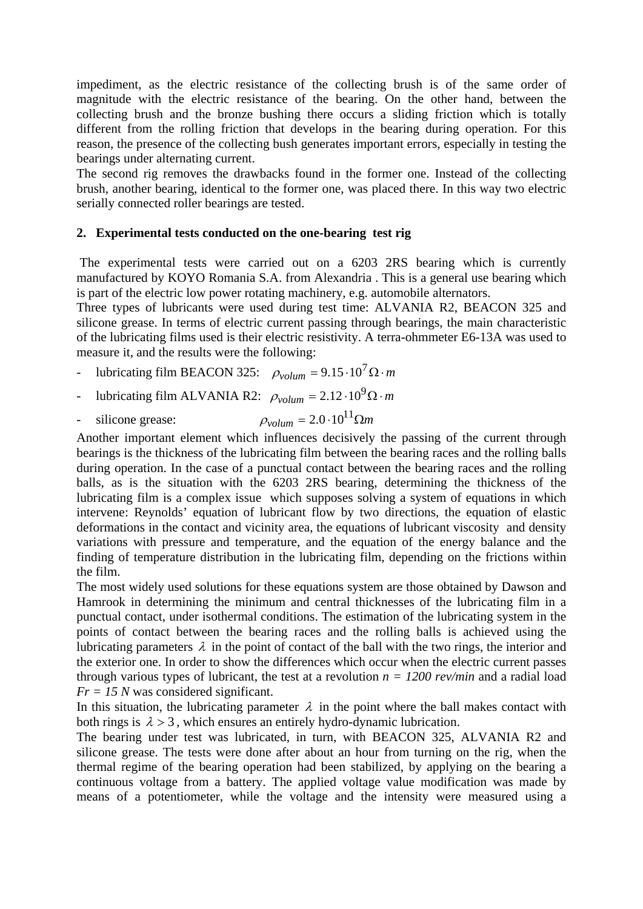impediment, as the electric resistance of the collecting brush is of the same order of magnitude with the electric resistance of the bearing. On the other hand, between the collecting brush and the bronze bushing there occurs a sliding friction which is totally different from the rolling friction that develops in the bearing during operation. For this reason, the presence of the collecting bush generates important errors, especially in testing the bearings under alternating current.

The second rig removes the drawbacks found in the former one. Instead of the collecting brush, another bearing, identical to the former one, was placed there. In this way two electric serially connected roller bearings are tested.

## 2. Experimental tests conducted on the one-bearing test rig

The experimental tests were carried out on a 6203 2RS bearing which is currently manufactured by KOYO Romania S.A. from Alexandria . This is a general use bearing which is part of the electric low power rotating machinery, e.g. automobile alternators.

Three types of lubricants were used during test time: ALVANIA R2, BEACON 325 and silicone grease. In terms of electric current passing through bearings, the main characteristic of the lubricating films used is their electric resistivity. A terra-ohmmeter E6-13A was used to measure it, and the results were the following:

- lubricating film BEACON 325: $\rho_{volum} = 9.15 \cdot 10^{7} \Omega \cdot m$
- lubricating film ALVANIA R2: $\rho_{volum} = 2.12 \cdot 10^{9} \Omega \cdot m$
- silicone grease: $\rho_{volum} = 2.0 \cdot 10^{11} \Omega m$

Another important element which influences decisively the passing of the current through bearings is the thickness of the lubricating film between the bearing races and the rolling balls during operation. In the case of a punctual contact between the bearing races and the rolling balls, as is the situation with the 6203 2RS bearing, determining the thickness of the lubricating film is a complex issue which supposes solving a system of equations in which intervene: Reynolds' equation of lubricant flow by two directions, the equation of elastic deformations in the contact and vicinity area, the equations of lubricant viscosity and density variations with pressure and temperature, and the equation of the energy balance and the finding of temperature distribution in the lubricating film, depending on the frictions within the film.

The most widely used solutions for these equations system are those obtained by Dawson and Hamrook in determining the minimum and central thicknesses of the lubricating film in a punctual contact, under isothermal conditions. The estimation of the lubricating system in the points of contact between the bearing races and the rolling balls is achieved using the lubricating parameters $\lambda$ in the point of contact of the ball with the two rings, the interior and the exterior one. In order to show the differences which occur when the electric current passes through various types of lubricant, the test at a revolution *n = 1200 rev/min* and a radial load *Fr = 15 N* was considered significant.

In this situation, the lubricating parameter $\lambda$ in the point where the ball makes contact with both rings is $\lambda > 3$, which ensures an entirely hydro-dynamic lubrication.

The bearing under test was lubricated, in turn, with BEACON 325, ALVANIA R2 and silicone grease. The tests were done after about an hour from turning on the rig, when the thermal regime of the bearing operation had been stabilized, by applying on the bearing a continuous voltage from a battery. The applied voltage value modification was made by means of a potentiometer, while the voltage and the intensity were measured using a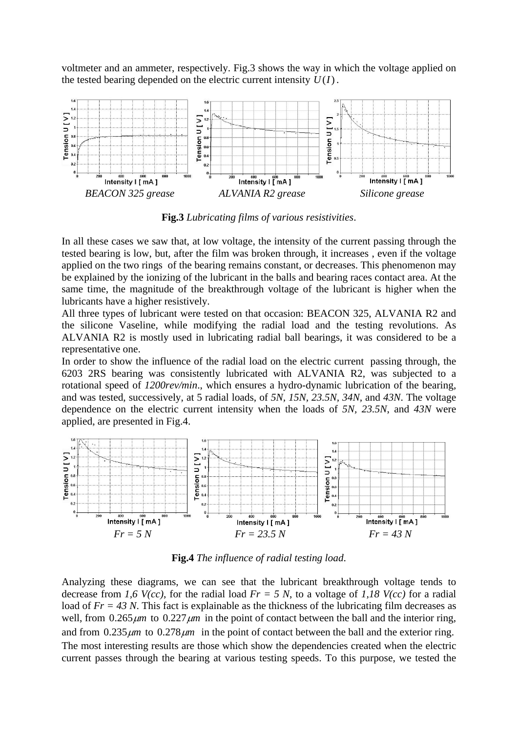voltmeter and an ammeter, respectively. Fig.3 shows the way in which the voltage applied on the tested bearing depended on the electric current intensity $U(I)$.

*BEACON 325 grease* *ALVANIA R2 grease* *Silicone grease*

**Fig.3** *Lubricating films of various resistivities*.

In all these cases we saw that, at low voltage, the intensity of the current passing through the tested bearing is low, but, after the film was broken through, it increases , even if the voltage applied on the two rings of the bearing remains constant, or decreases. This phenomenon may be explained by the ionizing of the lubricant in the balls and bearing races contact area. At the same time, the magnitude of the breakthrough voltage of the lubricant is higher when the lubricants have a higher resistively.

All three types of lubricant were tested on that occasion: BEACON 325, ALVANIA R2 and the silicone Vaseline, while modifying the radial load and the testing revolutions. As ALVANIA R2 is mostly used in lubricating radial ball bearings, it was considered to be a representative one.

In order to show the influence of the radial load on the electric current passing through, the 6203 2RS bearing was consistently lubricated with ALVANIA R2, was subjected to a rotational speed of *1200rev/min*., which ensures a hydro-dynamic lubrication of the bearing, and was tested, successively, at 5 radial loads, of *5N*, *15N*, *23.5N*, *34N*, and *43N*. The voltage dependence on the electric current intensity when the loads of *5N*, *23.5N*, and *43N* were applied, are presented in Fig.4.

*Fr = 5 N* *Fr = 23.5 N* *Fr = 43 N*

**Fig.4** *The influence of radial testing load*.

Analyzing these diagrams, we can see that the lubricant breakthrough voltage tends to decrease from *1,6 V(cc)*, for the radial load *Fr = 5 N*, to a voltage of *1,18 V(cc)* for a radial load of *Fr = 43 N*. This fact is explainable as the thickness of the lubricating film decreases as well, from $0.265\mu m$ to $0.227\mu m$ in the point of contact between the ball and the interior ring, and from $0.235\mu m$ to $0.278\mu m$ in the point of contact between the ball and the exterior ring.

The most interesting results are those which show the dependencies created when the electric current passes through the bearing at various testing speeds. To this purpose, we tested the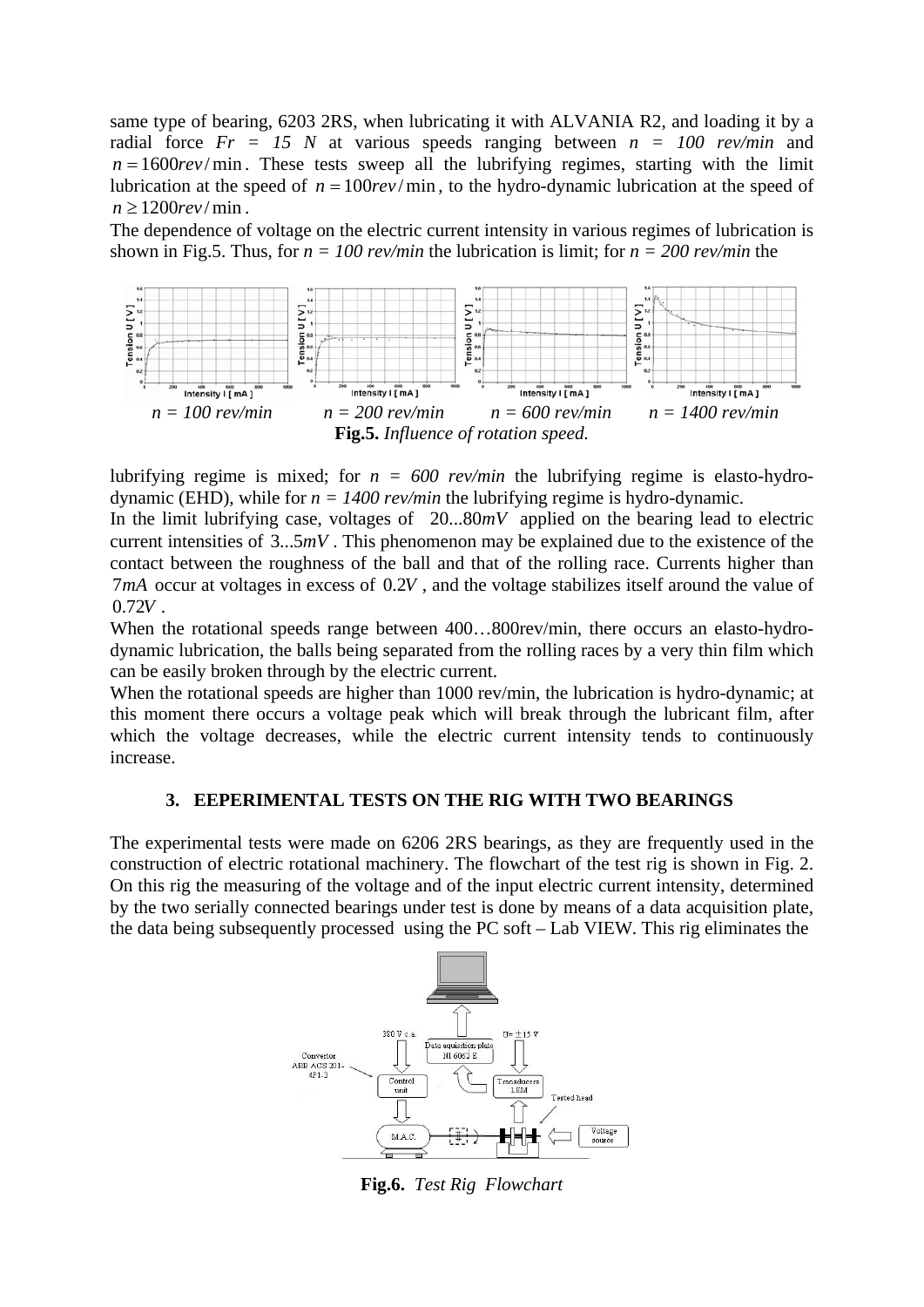same type of bearing, 6203 2RS, when lubricating it with ALVANIA R2, and loading it by a radial force *Fr = 15 N* at various speeds ranging between *n = 100 rev/min* and $n = 1600 rev/\min$. These tests sweep all the lubrifying regimes, starting with the limit lubrication at the speed of $n = 100 rev/\min$, to the hydro-dynamic lubrication at the speed of $n \geq 1200 rev/\min$.

The dependence of voltage on the electric current intensity in various regimes of lubrication is shown in Fig.5. Thus, for *n = 100 rev/min* the lubrication is limit; for *n = 200 rev/min* the

*n = 100 rev/min* *n = 200 rev/min* *n = 600 rev/min* *n = 1400 rev/min*

**Fig.5.** *Influence of rotation speed.*

lubrifying regime is mixed; for *n = 600 rev/min* the lubrifying regime is elasto-hydro-dynamic (EHD), while for *n = 1400 rev/min* the lubrifying regime is hydro-dynamic.

In the limit lubrifying case, voltages of $20...80 mV$ applied on the bearing lead to electric current intensities of $3...5 mV$. This phenomenon may be explained due to the existence of the contact between the roughness of the ball and that of the rolling race. Currents higher than $7 mA$ occur at voltages in excess of $0.2 V$, and the voltage stabilizes itself around the value of $0.72 V$.

When the rotational speeds range between 400…800rev/min, there occurs an elasto-hydro-dynamic lubrication, the balls being separated from the rolling races by a very thin film which can be easily broken through by the electric current.

When the rotational speeds are higher than 1000 rev/min, the lubrication is hydro-dynamic; at this moment there occurs a voltage peak which will break through the lubricant film, after which the voltage decreases, while the electric current intensity tends to continuously increase.

## 3. EEPERIMENTAL TESTS ON THE RIG WITH TWO BEARINGS

The experimental tests were made on 6206 2RS bearings, as they are frequently used in the construction of electric rotational machinery. The flowchart of the test rig is shown in Fig. 2. On this rig the measuring of the voltage and of the input electric current intensity, determined by the two serially connected bearings under test is done by means of a data acquisition plate, the data being subsequently processed using the PC soft – Lab VIEW. This rig eliminates the

**Fig.6.** *Test Rig Flowchart*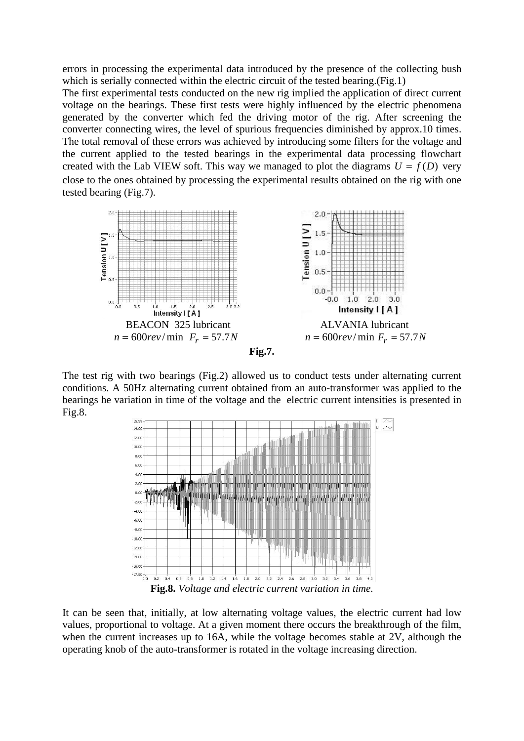errors in processing the experimental data introduced by the presence of the collecting bush which is serially connected within the electric circuit of the tested bearing.(Fig.1)

The first experimental tests conducted on the new rig implied the application of direct current voltage on the bearings. These first tests were highly influenced by the electric phenomena generated by the converter which fed the driving motor of the rig. After screening the converter connecting wires, the level of spurious frequencies diminished by approx.10 times. The total removal of these errors was achieved by introducing some filters for the voltage and the current applied to the tested bearings in the experimental data processing flowchart created with the Lab VIEW soft. This way we managed to plot the diagrams $U = f(D)$ very close to the ones obtained by processing the experimental results obtained on the rig with one tested bearing (Fig.7).

BEACON 325 lubricant
$n = 600 rev/\min \;\; F_r = 57.7N$

ALVANIA lubricant
$n = 600 rev/\min \;\; F_r = 57.7N$

**Fig.7.**

The test rig with two bearings (Fig.2) allowed us to conduct tests under alternating current conditions. A 50Hz alternating current obtained from an auto-transformer was applied to the bearings he variation in time of the voltage and the electric current intensities is presented in Fig.8.

**Fig.8.** *Voltage and electric current variation in time.*

It can be seen that, initially, at low alternating voltage values, the electric current had low values, proportional to voltage. At a given moment there occurs the breakthrough of the film, when the current increases up to 16A, while the voltage becomes stable at 2V, although the operating knob of the auto-transformer is rotated in the voltage increasing direction.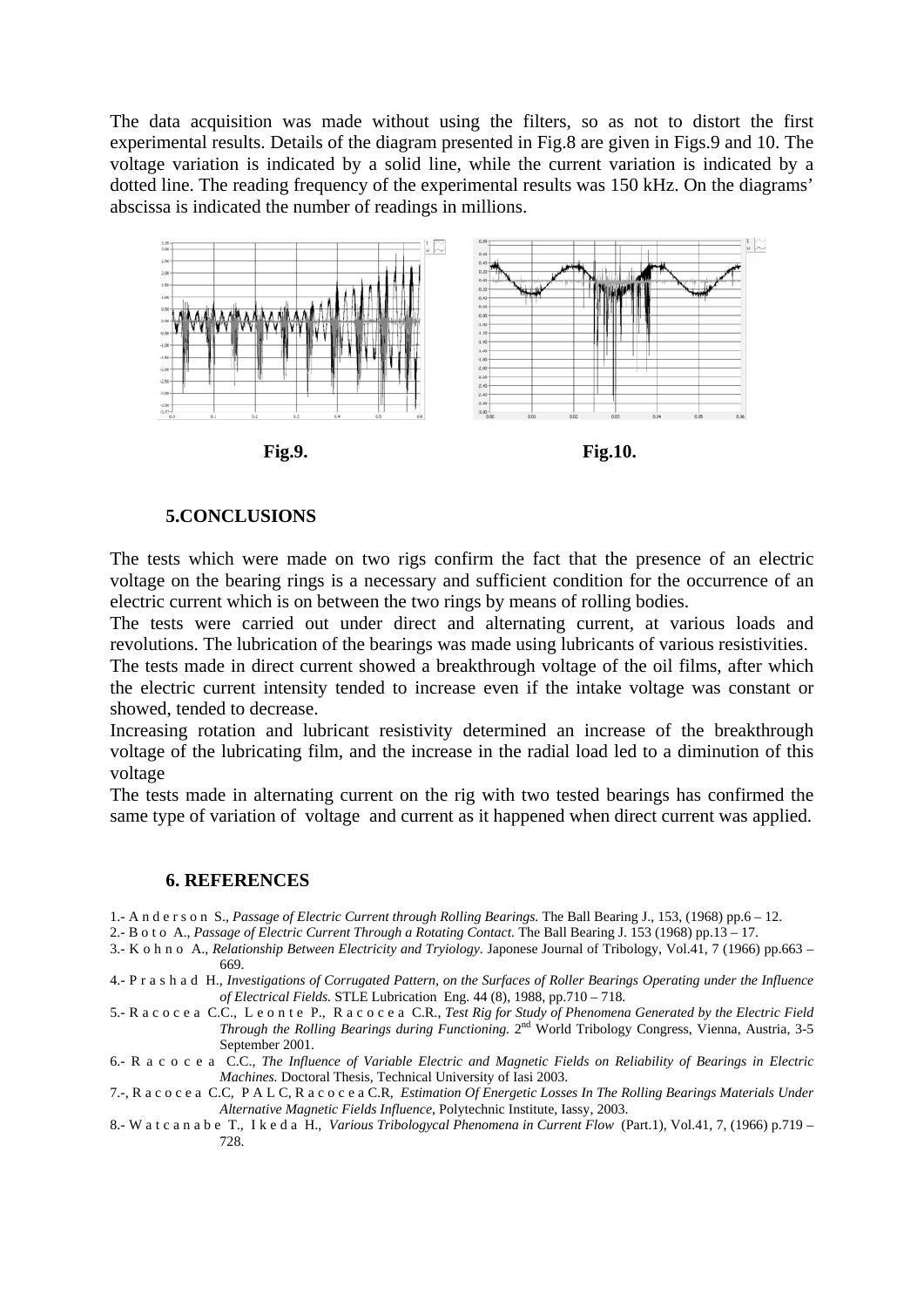The data acquisition was made without using the filters, so as not to distort the first experimental results. Details of the diagram presented in Fig.8 are given in Figs.9 and 10. The voltage variation is indicated by a solid line, while the current variation is indicated by a dotted line. The reading frequency of the experimental results was 150 kHz. On the diagrams' abscissa is indicated the number of readings in millions.

**Fig.9.**

**Fig.10.**

## 5.CONCLUSIONS

The tests which were made on two rigs confirm the fact that the presence of an electric voltage on the bearing rings is a necessary and sufficient condition for the occurrence of an electric current which is on between the two rings by means of rolling bodies.

The tests were carried out under direct and alternating current, at various loads and revolutions. The lubrication of the bearings was made using lubricants of various resistivities.

The tests made in direct current showed a breakthrough voltage of the oil films, after which the electric current intensity tended to increase even if the intake voltage was constant or showed, tended to decrease.

Increasing rotation and lubricant resistivity determined an increase of the breakthrough voltage of the lubricating film, and the increase in the radial load led to a diminution of this voltage

The tests made in alternating current on the rig with two tested bearings has confirmed the same type of variation of voltage and current as it happened when direct current was applied.

## 6. REFERENCES

1.- A n d e r s o n S., *Passage of Electric Current through Rolling Bearings.* The Ball Bearing J., 153, (1968) pp.6 – 12.

2.- B o t o A., *Passage of Electric Current Through a Rotating Contact.* The Ball Bearing J. 153 (1968) pp.13 – 17.

3.- K o h n o A., *Relationship Between Electricity and Tryiology.* Japonese Journal of Tribology, Vol.41, 7 (1966) pp.663 – 669.

4.- P r a s h a d H., *Investigations of Corrugated Pattern, on the Surfaces of Roller Bearings Operating under the Influence of Electrical Fields.* STLE Lubrication Eng. 44 (8), 1988, pp.710 – 718.

5.- R a c o c e a C.C., L e o n t e P., R a c o c e a C.R., *Test Rig for Study of Phenomena Generated by the Electric Field Through the Rolling Bearings during Functioning.* 2nd World Tribology Congress, Vienna, Austria, 3-5 September 2001.

6.- R a c o c e a C.C., *The Influence of Variable Electric and Magnetic Fields on Reliability of Bearings in Electric Machines.* Doctoral Thesis, Technical University of Iasi 2003.

7.-, R a c o c e a C.C, P A L C, R a c o c e a C.R, *Estimation Of Energetic Losses In The Rolling Bearings Materials Under Alternative Magnetic Fields Influence,* Polytechnic Institute, Iassy, 2003.

8.- W a t c a n a b e T., I k e d a H., *Various Tribologycal Phenomena in Current Flow* (Part.1), Vol.41, 7, (1966) p.719 – 728.